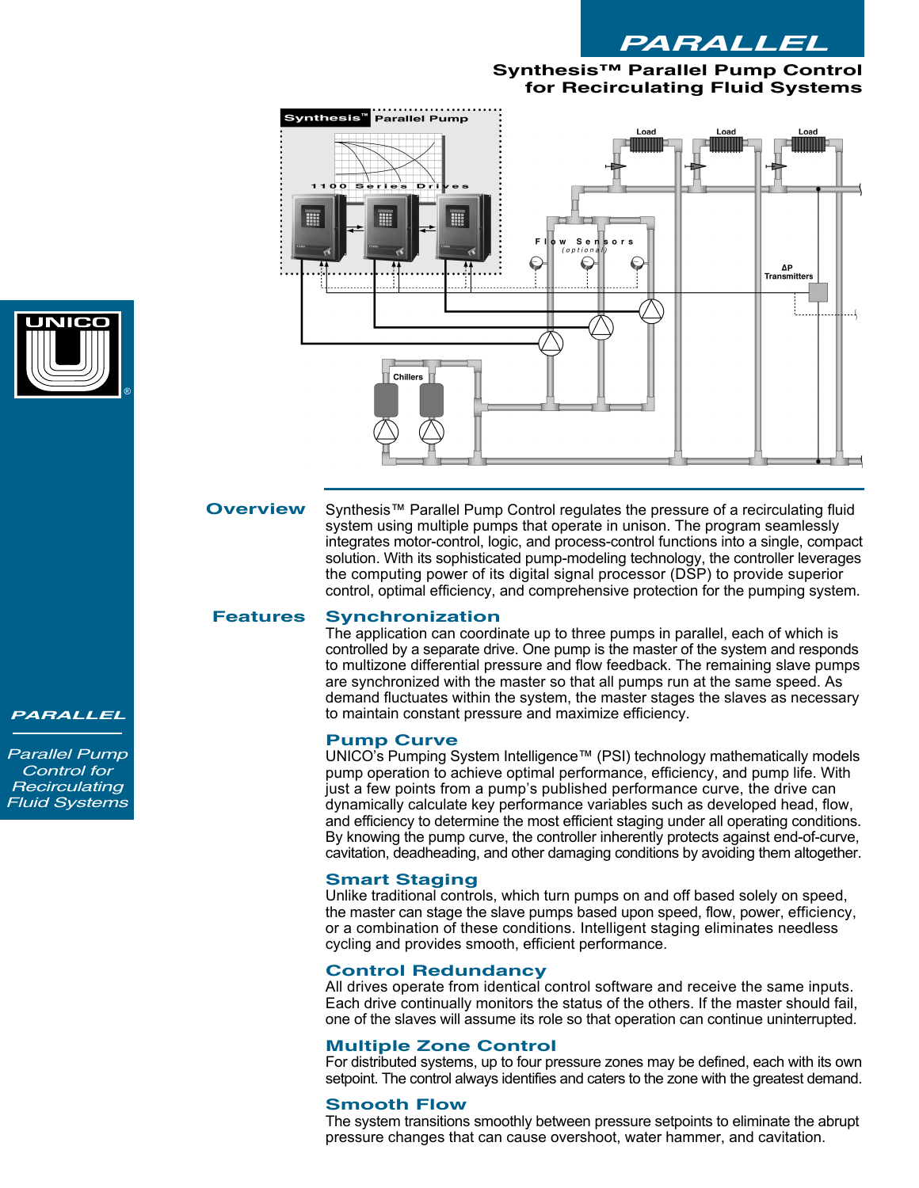# PARALLEL

## Synthesis™ Parallel Pump Control for Recirculating Fluid Systems

## Overview

Synthesis™ Parallel Pump Control regulates the pressure of a recirculating fluid system using multiple pumps that operate in unison. The program seamlessly integrates motor-control, logic, and process-control functions into a single, compact solution. With its sophisticated pump-modeling technology, the controller leverages the computing power of its digital signal processor (DSP) to provide superior control, optimal efficiency, and comprehensive protection for the pumping system.

## Features

### Synchronization

The application can coordinate up to three pumps in parallel, each of which is controlled by a separate drive. One pump is the master of the system and responds to multizone differential pressure and flow feedback. The remaining slave pumps are synchronized with the master so that all pumps run at the same speed. As demand fluctuates within the system, the master stages the slaves as necessary to maintain constant pressure and maximize efficiency.

### Pump Curve

UNICO's Pumping System Intelligence™ (PSI) technology mathematically models pump operation to achieve optimal performance, efficiency, and pump life. With just a few points from a pump's published performance curve, the drive can dynamically calculate key performance variables such as developed head, flow, and efficiency to determine the most efficient staging under all operating conditions. By knowing the pump curve, the controller inherently protects against end-of-curve, cavitation, deadheading, and other damaging conditions by avoiding them altogether.

### Smart Staging

Unlike traditional controls, which turn pumps on and off based solely on speed, the master can stage the slave pumps based upon speed, flow, power, efficiency, or a combination of these conditions. Intelligent staging eliminates needless cycling and provides smooth, efficient performance.

### Control Redundancy

All drives operate from identical control software and receive the same inputs. Each drive continually monitors the status of the others. If the master should fail, one of the slaves will assume its role so that operation can continue uninterrupted.

### Multiple Zone Control

For distributed systems, up to four pressure zones may be defined, each with its own setpoint. The control always identifies and caters to the zone with the greatest demand.

### Smooth Flow

The system transitions smoothly between pressure setpoints to eliminate the abrupt pressure changes that can cause overshoot, water hammer, and cavitation.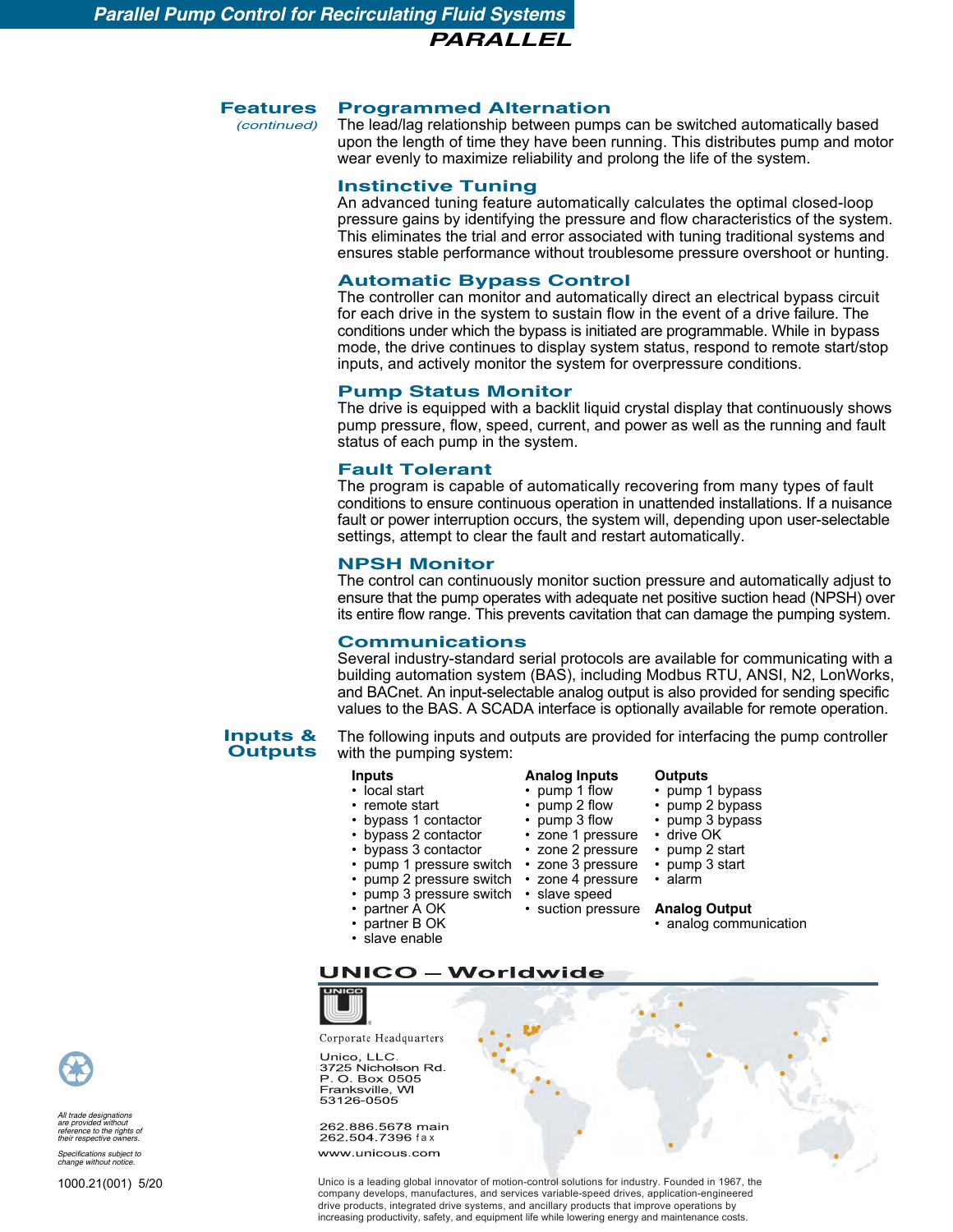## Features (continued)

### Programmed Alternation

The lead/lag relationship between pumps can be switched automatically based upon the length of time they have been running. This distributes pump and motor wear evenly to maximize reliability and prolong the life of the system.

### Instinctive Tuning

An advanced tuning feature automatically calculates the optimal closed-loop pressure gains by identifying the pressure and flow characteristics of the system. This eliminates the trial and error associated with tuning traditional systems and ensures stable performance without troublesome pressure overshoot or hunting.

### Automatic Bypass Control

The controller can monitor and automatically direct an electrical bypass circuit for each drive in the system to sustain flow in the event of a drive failure. The conditions under which the bypass is initiated are programmable. While in bypass mode, the drive continues to display system status, respond to remote start/stop inputs, and actively monitor the system for overpressure conditions.

### Pump Status Monitor

The drive is equipped with a backlit liquid crystal display that continuously shows pump pressure, flow, speed, current, and power as well as the running and fault status of each pump in the system.

### Fault Tolerant

The program is capable of automatically recovering from many types of fault conditions to ensure continuous operation in unattended installations. If a nuisance fault or power interruption occurs, the system will, depending upon user-selectable settings, attempt to clear the fault and restart automatically.

### NPSH Monitor

The control can continuously monitor suction pressure and automatically adjust to ensure that the pump operates with adequate net positive suction head (NPSH) over its entire flow range. This prevents cavitation that can damage the pumping system.

### Communications

Several industry-standard serial protocols are available for communicating with a building automation system (BAS), including Modbus RTU, ANSI, N2, LonWorks, and BACnet. An input-selectable analog output is also provided for sending specific values to the BAS. A SCADA interface is optionally available for remote operation.

## Inputs & Outputs

The following inputs and outputs are provided for interfacing the pump controller with the pumping system:

**Inputs**
- local start
- remote start
- bypass 1 contactor
- bypass 2 contactor
- bypass 3 contactor
- pump 1 pressure switch
- pump 2 pressure switch
- pump 3 pressure switch
- partner A OK
- partner B OK
- slave enable

**Analog Inputs**
- pump 1 flow
- pump 2 flow
- pump 3 flow
- zone 1 pressure
- zone 2 pressure
- zone 3 pressure
- zone 4 pressure
- slave speed
- suction pressure

**Outputs**
- pump 1 bypass
- pump 2 bypass
- pump 3 bypass
- drive OK
- pump 2 start
- pump 3 start
- alarm

**Analog Output**
- analog communication

## UNICO — Worldwide

Corporate Headquarters

Unico, LLC.
3725 Nicholson Rd.
P. O. Box 0505
Franksville, WI
53126-0505

262.886.5678 main
262.504.7396 fax

www.unicous.com

Unico is a leading global innovator of motion-control solutions for industry. Founded in 1967, the company develops, manufactures, and services variable-speed drives, application-engineered drive products, integrated drive systems, and ancillary products that improve operations by increasing productivity, safety, and equipment life while lowering energy and maintenance costs.

*All trade designations are provided without reference to the rights of their respective owners.*

*Specifications subject to change without notice.*

1000.21(001) 5/20